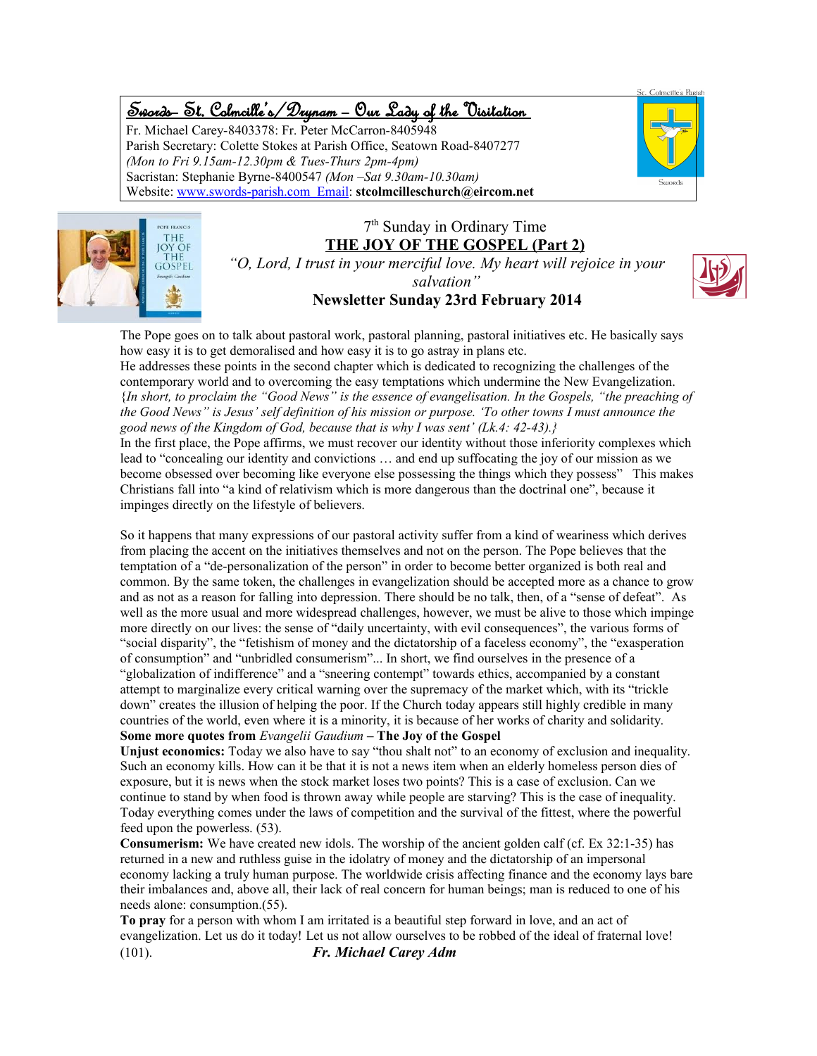# Swords- St. Colmcille's/Drynam – Our Lady of the Visitation

Fr. Michael Carey-8403378: Fr. Peter McCarron-8405948
Parish Secretary: Colette Stokes at Parish Office, Seatown Road-8407277
*(Mon to Fri 9.15am-12.30pm & Tues-Thurs 2pm-4pm)*
Sacristan: Stephanie Byrne-8400547 *(Mon –Sat 9.30am-10.30am)*
Website: www.swords-parish.com Email: **stcolmcilleschurch@eircom.net**

St. Colmcille's Parish
Swords

7th Sunday in Ordinary Time

## THE JOY OF THE GOSPEL (Part 2)

*"O, Lord, I trust in your merciful love. My heart will rejoice in your salvation"*

**Newsletter Sunday 23rd February 2014**

The Pope goes on to talk about pastoral work, pastoral planning, pastoral initiatives etc. He basically says how easy it is to get demoralised and how easy it is to go astray in plans etc.
He addresses these points in the second chapter which is dedicated to recognizing the challenges of the contemporary world and to overcoming the easy temptations which undermine the New Evangelization. {*In short, to proclaim the "Good News" is the essence of evangelisation. In the Gospels, "the preaching of the Good News" is Jesus' self definition of his mission or purpose. 'To other towns I must announce the good news of the Kingdom of God, because that is why I was sent' (Lk.4: 42-43).*}
In the first place, the Pope affirms, we must recover our identity without those inferiority complexes which lead to "concealing our identity and convictions … and end up suffocating the joy of our mission as we become obsessed over becoming like everyone else possessing the things which they possess" This makes Christians fall into "a kind of relativism which is more dangerous than the doctrinal one", because it impinges directly on the lifestyle of believers.

So it happens that many expressions of our pastoral activity suffer from a kind of weariness which derives from placing the accent on the initiatives themselves and not on the person. The Pope believes that the temptation of a "de-personalization of the person" in order to become better organized is both real and common. By the same token, the challenges in evangelization should be accepted more as a chance to grow and as not as a reason for falling into depression. There should be no talk, then, of a "sense of defeat". As well as the more usual and more widespread challenges, however, we must be alive to those which impinge more directly on our lives: the sense of "daily uncertainty, with evil consequences", the various forms of "social disparity", the "fetishism of money and the dictatorship of a faceless economy", the "exasperation of consumption" and "unbridled consumerism"... In short, we find ourselves in the presence of a "globalization of indifference" and a "sneering contempt" towards ethics, accompanied by a constant attempt to marginalize every critical warning over the supremacy of the market which, with its "trickle down" creates the illusion of helping the poor. If the Church today appears still highly credible in many countries of the world, even where it is a minority, it is because of her works of charity and solidarity.

**Some more quotes from** *Evangelii Gaudium* **– The Joy of the Gospel**

**Unjust economics:** Today we also have to say "thou shalt not" to an economy of exclusion and inequality. Such an economy kills. How can it be that it is not a news item when an elderly homeless person dies of exposure, but it is news when the stock market loses two points? This is a case of exclusion. Can we continue to stand by when food is thrown away while people are starving? This is the case of inequality. Today everything comes under the laws of competition and the survival of the fittest, where the powerful feed upon the powerless. (53).

**Consumerism:** We have created new idols. The worship of the ancient golden calf (cf. Ex 32:1-35) has returned in a new and ruthless guise in the idolatry of money and the dictatorship of an impersonal economy lacking a truly human purpose. The worldwide crisis affecting finance and the economy lays bare their imbalances and, above all, their lack of real concern for human beings; man is reduced to one of his needs alone: consumption.(55).

**To pray** for a person with whom I am irritated is a beautiful step forward in love, and an act of evangelization. Let us do it today! Let us not allow ourselves to be robbed of the ideal of fraternal love! (101). ***Fr. Michael Carey Adm***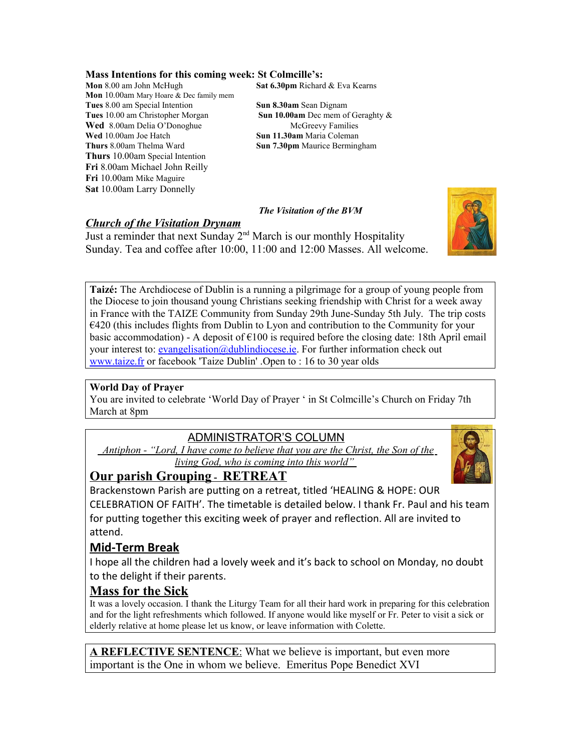**Mass Intentions for this coming week: St Colmcille's:**

**Mon** 8.00 am John McHugh
**Mon** 10.00am Mary Hoare & Dec family mem
**Tues** 8.00 am Special Intention
**Tues** 10.00 am Christopher Morgan
**Wed** 8.00am Delia O'Donoghue
**Wed** 10.00am Joe Hatch
**Thurs** 8.00am Thelma Ward
**Thurs** 10.00am Special Intention
**Fri** 8.00am Michael John Reilly
**Fri** 10.00am Mike Maguire
**Sat** 10.00am Larry Donnelly

**Sat 6.30pm** Richard & Eva Kearns

**Sun 8.30am** Sean Dignam
**Sun 10.00am** Dec mem of Geraghty & McGreevy Families
**Sun 11.30am** Maria Coleman
**Sun 7.30pm** Maurice Bermingham

*The Visitation of the BVM*

## ***Church of the Visitation Drynam***

Just a reminder that next Sunday 2nd March is our monthly Hospitality Sunday. Tea and coffee after 10:00, 11:00 and 12:00 Masses. All welcome.

---

**Taizé:** The Archdiocese of Dublin is a running a pilgrimage for a group of young people from the Diocese to join thousand young Christians seeking friendship with Christ for a week away in France with the TAIZE Community from Sunday 29th June-Sunday 5th July. The trip costs €420 (this includes flights from Dublin to Lyon and contribution to the Community for your basic accommodation) - A deposit of €100 is required before the closing date: 18th April email your interest to: evangelisation@dublindiocese.ie. For further information check out www.taize.fr or facebook 'Taize Dublin' .Open to : 16 to 30 year olds

---

**World Day of Prayer**

You are invited to celebrate 'World Day of Prayer ' in St Colmcille's Church on Friday 7th March at 8pm

---

## ADMINISTRATOR'S COLUMN

*Antiphon - "Lord, I have come to believe that you are the Christ, the Son of the living God, who is coming into this world"*

### Our parish Grouping - RETREAT

Brackenstown Parish are putting on a retreat, titled 'HEALING & HOPE: OUR CELEBRATION OF FAITH'. The timetable is detailed below. I thank Fr. Paul and his team for putting together this exciting week of prayer and reflection. All are invited to attend.

### Mid-Term Break

I hope all the children had a lovely week and it's back to school on Monday, no doubt to the delight if their parents.

### Mass for the Sick

It was a lovely occasion. I thank the Liturgy Team for all their hard work in preparing for this celebration and for the light refreshments which followed. If anyone would like myself or Fr. Peter to visit a sick or elderly relative at home please let us know, or leave information with Colette.

---

**A REFLECTIVE SENTENCE**: What we believe is important, but even more important is the One in whom we believe. Emeritus Pope Benedict XVI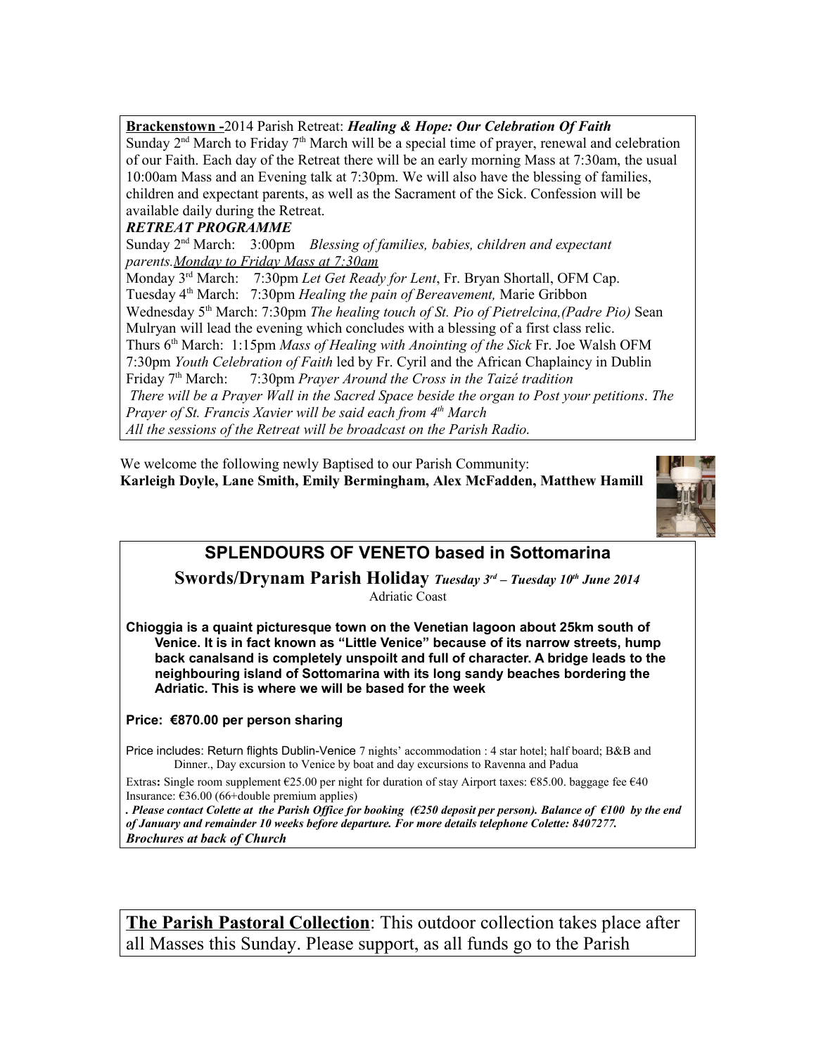**Brackenstown -**2014 Parish Retreat: ***Healing & Hope: Our Celebration Of Faith***

Sunday 2nd March to Friday 7th March will be a special time of prayer, renewal and celebration of our Faith. Each day of the Retreat there will be an early morning Mass at 7:30am, the usual 10:00am Mass and an Evening talk at 7:30pm. We will also have the blessing of families, children and expectant parents, as well as the Sacrament of the Sick. Confession will be available daily during the Retreat.

***RETREAT PROGRAMME***

Sunday 2nd March: 3:00pm *Blessing of families, babies, children and expectant parents.*<u>*Monday to Friday Mass at 7:30am*</u>

Monday 3rd March: 7:30pm *Let Get Ready for Lent*, Fr. Bryan Shortall, OFM Cap.

Tuesday 4th March: 7:30pm *Healing the pain of Bereavement,* Marie Gribbon

Wednesday 5th March: 7:30pm *The healing touch of St. Pio of Pietrelcina,(Padre Pio)* Sean Mulryan will lead the evening which concludes with a blessing of a first class relic.

Thurs 6th March: 1:15pm *Mass of Healing with Anointing of the Sick* Fr. Joe Walsh OFM

7:30pm *Youth Celebration of Faith* led by Fr. Cyril and the African Chaplaincy in Dublin

Friday 7th March: 7:30pm *Prayer Around the Cross in the Taizé tradition*

*There will be a Prayer Wall in the Sacred Space beside the organ to Post your petitions. The Prayer of St. Francis Xavier will be said each from 4th March*

*All the sessions of the Retreat will be broadcast on the Parish Radio.*

We welcome the following newly Baptised to our Parish Community:
**Karleigh Doyle, Lane Smith, Emily Bermingham, Alex McFadden, Matthew Hamill**

## SPLENDOURS OF VENETO based in Sottomarina

**Swords/Drynam Parish Holiday** ***Tuesday 3rd – Tuesday 10th June 2014***

Adriatic Coast

**Chiogggia is a quaint picturesque town on the Venetian lagoon about 25km south of Venice. It is in fact known as "Little Venice" because of its narrow streets, hump back canalsand is completely unspoilt and full of character. A bridge leads to the neighbouring island of Sottomarina with its long sandy beaches bordering the Adriatic. This is where we will be based for the week**

**Price: €870.00 per person sharing**

Price includes: Return flights Dublin-Venice 7 nights' accommodation : 4 star hotel; half board; B&B and Dinner., Day excursion to Venice by boat and day excursions to Ravenna and Padua

Extras**:** Single room supplement €25.00 per night for duration of stay Airport taxes: €85.00. baggage fee €40 Insurance: €36.00 (66+double premium applies)

***. Please contact Colette at the Parish Office for booking (€250 deposit per person). Balance of €100 by the end of January and remainder 10 weeks before departure. For more details telephone Colette: 8407277.***
***Brochures at back of Church***

<u>**The Parish Pastoral Collection**</u>: This outdoor collection takes place after all Masses this Sunday. Please support, as all funds go to the Parish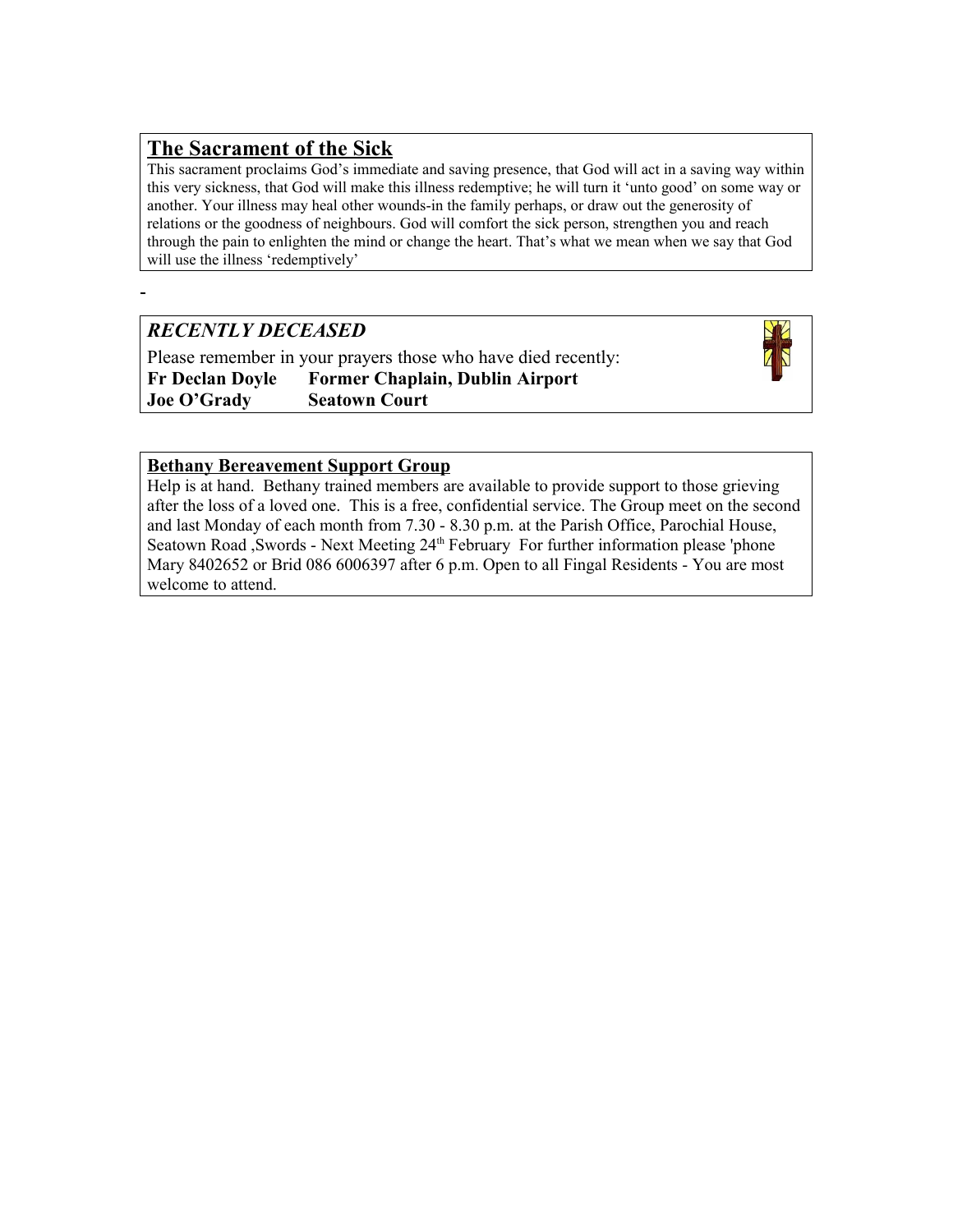## The Sacrament of the Sick

This sacrament proclaims God's immediate and saving presence, that God will act in a saving way within this very sickness, that God will make this illness redemptive; he will turn it 'unto good' on some way or another. Your illness may heal other wounds-in the family perhaps, or draw out the generosity of relations or the goodness of neighbours. God will comfort the sick person, strengthen you and reach through the pain to enlighten the mind or change the heart. That's what we mean when we say that God will use the illness 'redemptively'

### *RECENTLY DECEASED*

Please remember in your prayers those who have died recently:

**Fr Declan Doyle** **Former Chaplain, Dublin Airport**
**Joe O'Grady** **Seatown Court**

## Bethany Bereavement Support Group

Help is at hand. Bethany trained members are available to provide support to those grieving after the loss of a loved one. This is a free, confidential service. The Group meet on the second and last Monday of each month from 7.30 - 8.30 p.m. at the Parish Office, Parochial House, Seatown Road ,Swords - Next Meeting 24th February For further information please 'phone Mary 8402652 or Brid 086 6006397 after 6 p.m. Open to all Fingal Residents - You are most welcome to attend.